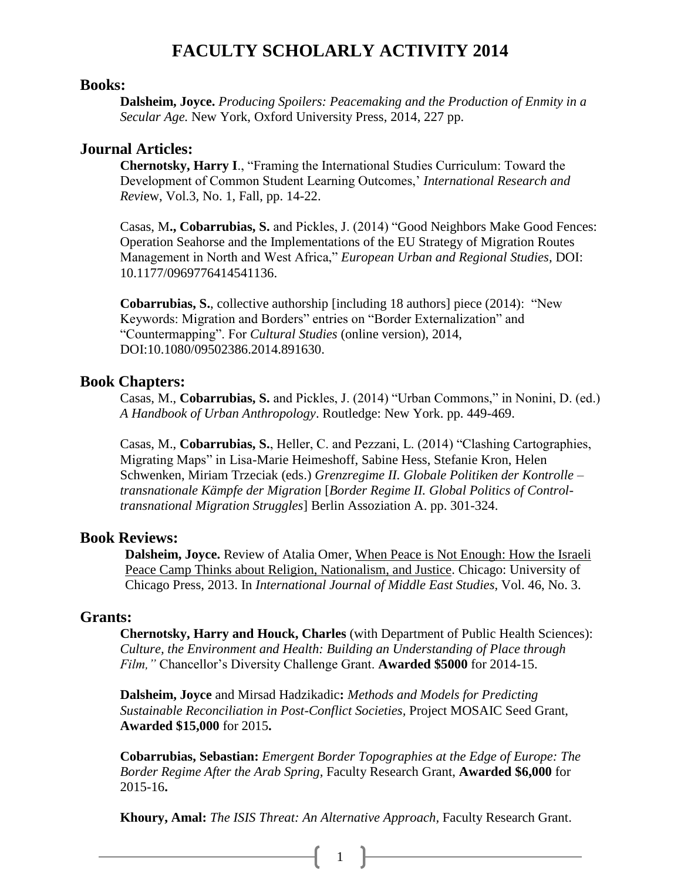# FACULTY SCHOLARLY ACTIVITY 2014

## Books:

**Dalsheim, Joyce.** *Producing Spoilers: Peacemaking and the Production of Enmity in a Secular Age.* New York, Oxford University Press, 2014, 227 pp.

## Journal Articles:

**Chernotsky, Harry I**., "Framing the International Studies Curriculum: Toward the Development of Common Student Learning Outcomes,' *International Research and Revi*ew, Vol.3, No. 1, Fall, pp. 14-22.

Casas, M**., Cobarrubias, S.** and Pickles, J. (2014) "Good Neighbors Make Good Fences: Operation Seahorse and the Implementations of the EU Strategy of Migration Routes Management in North and West Africa," *European Urban and Regional Studies,* DOI: 10.1177/0969776414541136.

**Cobarrubias, S.**, collective authorship [including 18 authors] piece (2014): "New Keywords: Migration and Borders" entries on "Border Externalization" and "Countermapping". For *Cultural Studies* (online version), 2014, DOI:10.1080/09502386.2014.891630.

## Book Chapters:

Casas, M., **Cobarrubias, S.** and Pickles, J. (2014) "Urban Commons," in Nonini, D. (ed.) *A Handbook of Urban Anthropology*. Routledge: New York. pp. 449-469.

Casas, M., **Cobarrubias, S.**, Heller, C. and Pezzani, L. (2014) "Clashing Cartographies, Migrating Maps" in Lisa-Marie Heimeshoff, Sabine Hess, Stefanie Kron, Helen Schwenken, Miriam Trzeciak (eds.) *Grenzregime II. Globale Politiken der Kontrolle – transnationale Kämpfe der Migration* [*Border Regime II. Global Politics of Control-transnational Migration Struggles*] Berlin Assoziation A. pp. 301-324.

## Book Reviews:

**Dalsheim, Joyce.** Review of Atalia Omer, When Peace is Not Enough: How the Israeli Peace Camp Thinks about Religion, Nationalism, and Justice. Chicago: University of Chicago Press, 2013. In *International Journal of Middle East Studies*, Vol. 46, No. 3.

## Grants:

**Chernotsky, Harry and Houck, Charles** (with Department of Public Health Sciences): *Culture, the Environment and Health: Building an Understanding of Place through Film,"* Chancellor's Diversity Challenge Grant. **Awarded $5000** for 2014-15.

**Dalsheim, Joyce** and Mirsad Hadzikadic**:** *Methods and Models for Predicting Sustainable Reconciliation in Post-Conflict Societies,* Project MOSAIC Seed Grant, **Awarded $15,000** for 2015**.**

**Cobarrubias, Sebastian:** *Emergent Border Topographies at the Edge of Europe: The Border Regime After the Arab Spring,* Faculty Research Grant, **Awarded $6,000** for 2015-16**.**

**Khoury, Amal:** *The ISIS Threat: An Alternative Approach,* Faculty Research Grant.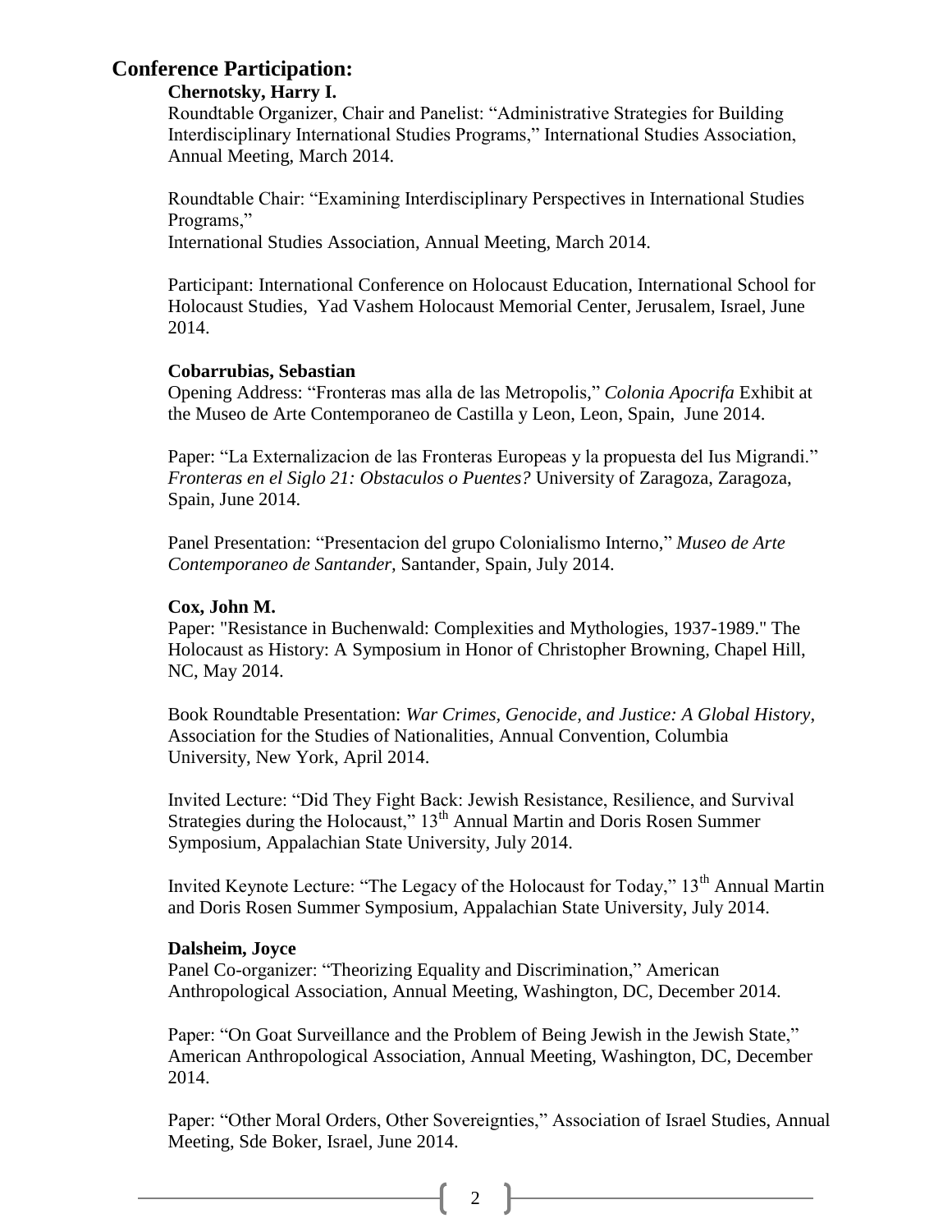## Conference Participation:

**Chernotsky, Harry I.**

Roundtable Organizer, Chair and Panelist: “Administrative Strategies for Building Interdisciplinary International Studies Programs,” International Studies Association, Annual Meeting, March 2014.

Roundtable Chair: “Examining Interdisciplinary Perspectives in International Studies Programs,”
International Studies Association, Annual Meeting, March 2014.

Participant: International Conference on Holocaust Education, International School for Holocaust Studies, Yad Vashem Holocaust Memorial Center, Jerusalem, Israel, June 2014.

**Cobarrubias, Sebastian**

Opening Address: “Fronteras mas alla de las Metropolis,” *Colonia Apocrifa* Exhibit at the Museo de Arte Contemporaneo de Castilla y Leon, Leon, Spain, June 2014.

Paper: “La Externalizacion de las Fronteras Europeas y la propuesta del Ius Migrandi.” *Fronteras en el Siglo 21: Obstaculos o Puentes?* University of Zaragoza, Zaragoza, Spain, June 2014.

Panel Presentation: “Presentacion del grupo Colonialismo Interno,” *Museo de Arte Contemporaneo de Santander,* Santander, Spain, July 2014.

**Cox, John M.**

Paper: "Resistance in Buchenwald: Complexities and Mythologies, 1937-1989." The Holocaust as History: A Symposium in Honor of Christopher Browning, Chapel Hill, NC, May 2014.

Book Roundtable Presentation: *War Crimes, Genocide, and Justice: A Global History*, Association for the Studies of Nationalities, Annual Convention, Columbia University, New York, April 2014.

Invited Lecture: “Did They Fight Back: Jewish Resistance, Resilience, and Survival Strategies during the Holocaust,” 13th Annual Martin and Doris Rosen Summer Symposium, Appalachian State University, July 2014.

Invited Keynote Lecture: “The Legacy of the Holocaust for Today,” 13th Annual Martin and Doris Rosen Summer Symposium, Appalachian State University, July 2014.

**Dalsheim, Joyce**

Panel Co-organizer: “Theorizing Equality and Discrimination,” American Anthropological Association, Annual Meeting, Washington, DC, December 2014.

Paper: “On Goat Surveillance and the Problem of Being Jewish in the Jewish State,” American Anthropological Association, Annual Meeting, Washington, DC, December 2014.

Paper: “Other Moral Orders, Other Sovereignties,” Association of Israel Studies, Annual Meeting, Sde Boker, Israel, June 2014.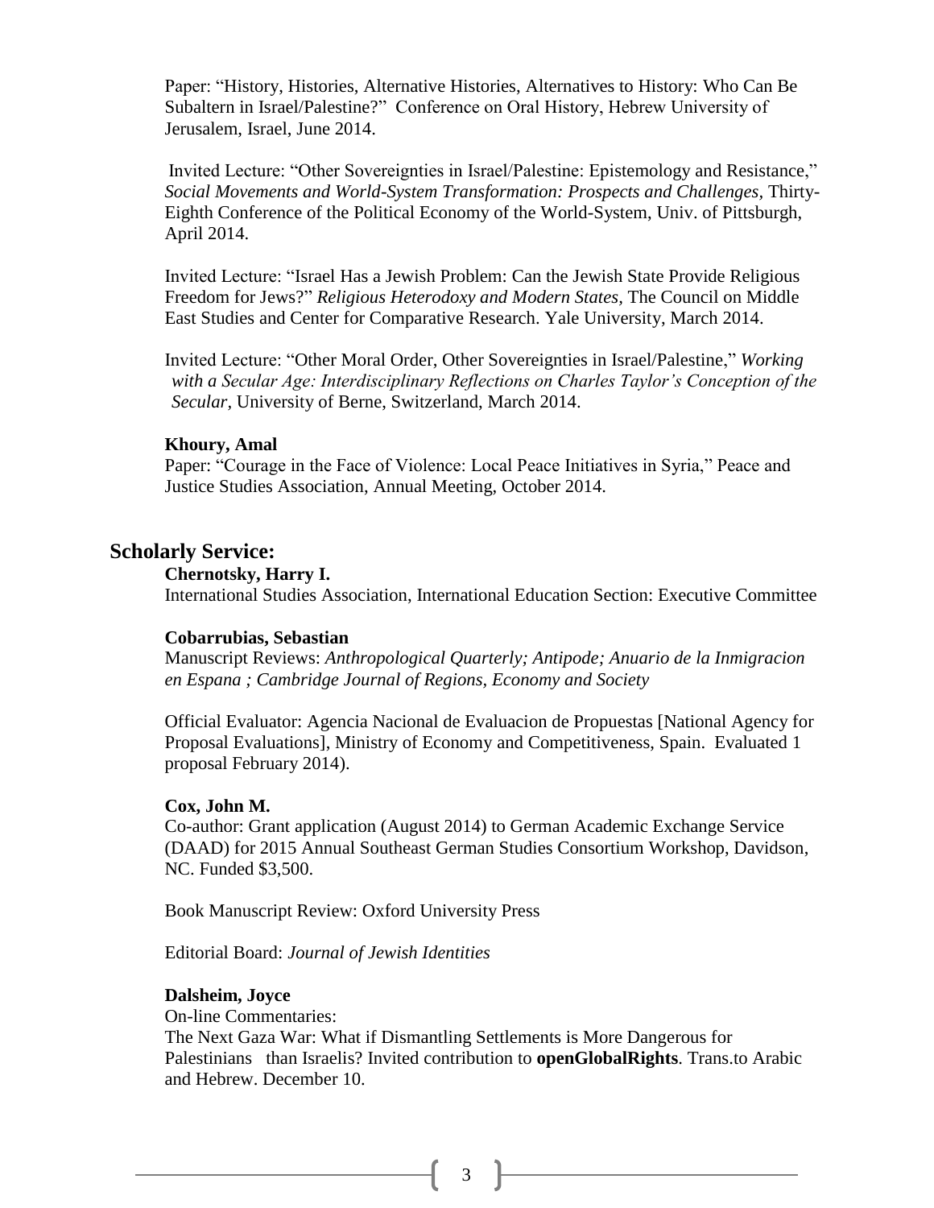Paper: "History, Histories, Alternative Histories, Alternatives to History: Who Can Be Subaltern in Israel/Palestine?" Conference on Oral History, Hebrew University of Jerusalem, Israel, June 2014.

Invited Lecture: "Other Sovereignties in Israel/Palestine: Epistemology and Resistance," *Social Movements and World-System Transformation: Prospects and Challenges*, Thirty-Eighth Conference of the Political Economy of the World-System, Univ. of Pittsburgh, April 2014.

Invited Lecture: "Israel Has a Jewish Problem: Can the Jewish State Provide Religious Freedom for Jews?" *Religious Heterodoxy and Modern States*, The Council on Middle East Studies and Center for Comparative Research. Yale University, March 2014.

Invited Lecture: "Other Moral Order, Other Sovereignties in Israel/Palestine," *Working with a Secular Age: Interdisciplinary Reflections on Charles Taylor's Conception of the Secular*, University of Berne, Switzerland, March 2014.

**Khoury, Amal**

Paper: "Courage in the Face of Violence: Local Peace Initiatives in Syria," Peace and Justice Studies Association, Annual Meeting, October 2014.

## Scholarly Service:

**Chernotsky, Harry I.**

International Studies Association, International Education Section: Executive Committee

**Cobarrubias, Sebastian**

Manuscript Reviews: *Anthropological Quarterly; Antipode; Anuario de la Inmigracion en Espana ; Cambridge Journal of Regions, Economy and Society*

Official Evaluator: Agencia Nacional de Evaluacion de Propuestas [National Agency for Proposal Evaluations], Ministry of Economy and Competitiveness, Spain. Evaluated 1 proposal February 2014).

**Cox, John M.**

Co-author: Grant application (August 2014) to German Academic Exchange Service (DAAD) for 2015 Annual Southeast German Studies Consortium Workshop, Davidson, NC. Funded $3,500.

Book Manuscript Review: Oxford University Press

Editorial Board: *Journal of Jewish Identities*

**Dalsheim, Joyce**

On-line Commentaries:

The Next Gaza War: What if Dismantling Settlements is More Dangerous for Palestinians than Israelis? Invited contribution to **openGlobalRights**. Trans.to Arabic and Hebrew. December 10.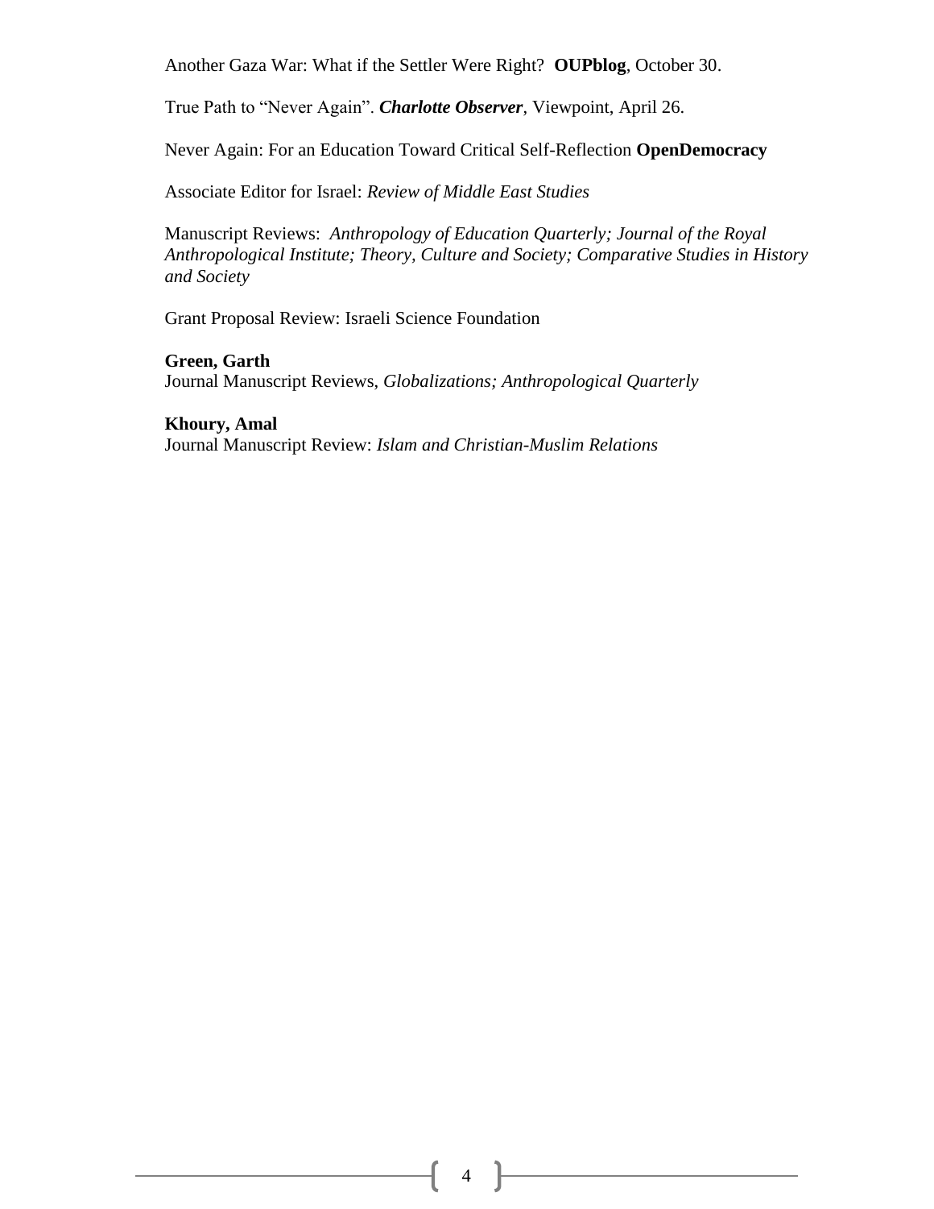Another Gaza War: What if the Settler Were Right? **OUPblog**, October 30.

True Path to "Never Again". ***Charlotte Observer***, Viewpoint, April 26.

Never Again: For an Education Toward Critical Self-Reflection **OpenDemocracy**

Associate Editor for Israel: *Review of Middle East Studies*

Manuscript Reviews: *Anthropology of Education Quarterly; Journal of the Royal Anthropological Institute; Theory, Culture and Society; Comparative Studies in History and Society*

Grant Proposal Review: Israeli Science Foundation

**Green, Garth**
Journal Manuscript Reviews, *Globalizations; Anthropological Quarterly*

**Khoury, Amal**
Journal Manuscript Review: *Islam and Christian-Muslim Relations*